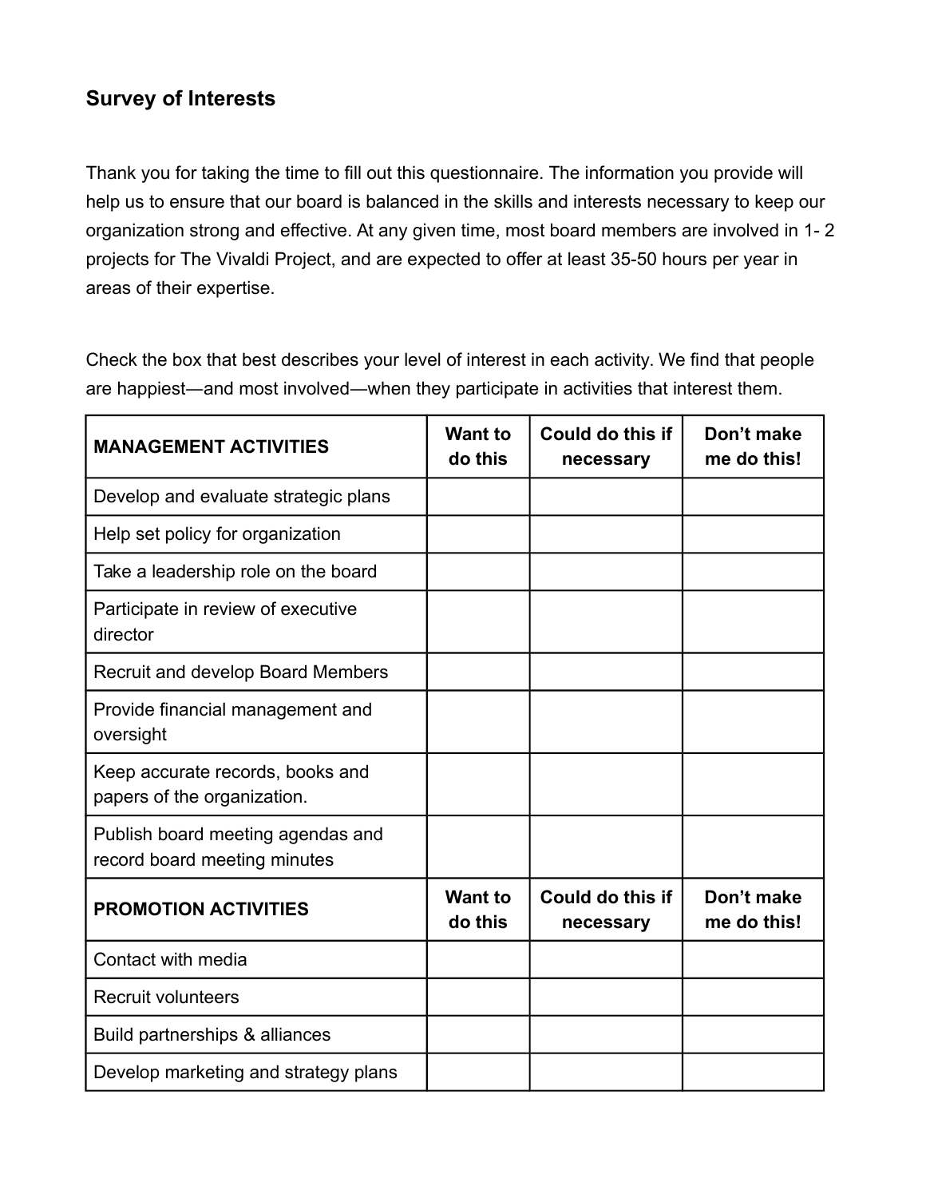## Survey of Interests

Thank you for taking the time to fill out this questionnaire. The information you provide will help us to ensure that our board is balanced in the skills and interests necessary to keep our organization strong and effective. At any given time, most board members are involved in 1- 2 projects for The Vivaldi Project, and are expected to offer at least 35-50 hours per year in areas of their expertise.

Check the box that best describes your level of interest in each activity. We find that people are happiest—and most involved—when they participate in activities that interest them.

| **MANAGEMENT ACTIVITIES** | **Want to do this** | **Could do this if necessary** | **Don't make me do this!** |
| --- | --- | --- | --- |
| Develop and evaluate strategic plans | | | |
| Help set policy for organization | | | |
| Take a leadership role on the board | | | |
| Participate in review of executive director | | | |
| Recruit and develop Board Members | | | |
| Provide financial management and oversight | | | |
| Keep accurate records, books and papers of the organization. | | | |
| Publish board meeting agendas and record board meeting minutes | | | |
| **PROMOTION ACTIVITIES** | **Want to do this** | **Could do this if necessary** | **Don't make me do this!** |
| Contact with media | | | |
| Recruit volunteers | | | |
| Build partnerships & alliances | | | |
| Develop marketing and strategy plans | | | |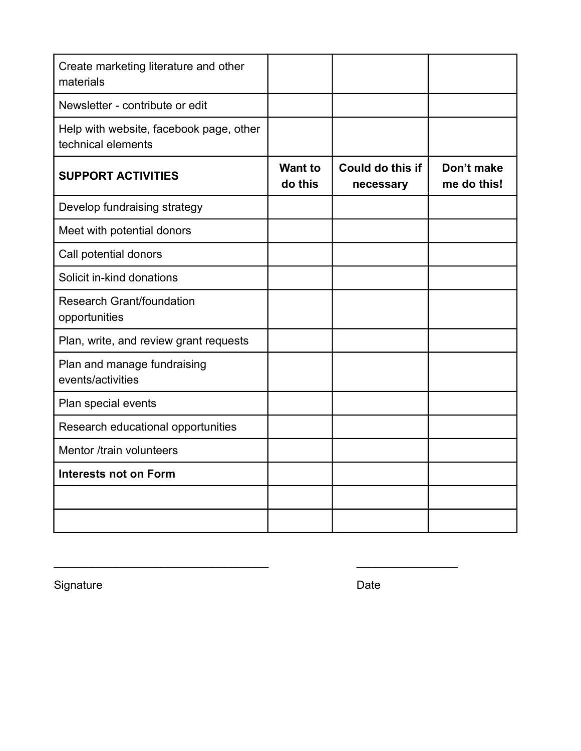| | | | |
|---|---|---|---|
| Create marketing literature and other materials | | | |
| Newsletter - contribute or edit | | | |
| Help with website, facebook page, other technical elements | | | |
| **SUPPORT ACTIVITIES** | **Want to do this** | **Could do this if necessary** | **Don't make me do this!** |
| Develop fundraising strategy | | | |
| Meet with potential donors | | | |
| Call potential donors | | | |
| Solicit in-kind donations | | | |
| Research Grant/foundation opportunities | | | |
| Plan, write, and review grant requests | | | |
| Plan and manage fundraising events/activities | | | |
| Plan special events | | | |
| Research educational opportunities | | | |
| Mentor /train volunteers | | | |
| **Interests not on Form** | | | |
| | | | |
| | | | |

\_\_\_\_\_\_\_\_\_\_\_\_\_\_\_\_\_\_\_\_\_\_\_\_\_\_\_\_\_\_\_\_\_\_\_ \_\_\_\_\_\_\_\_\_\_\_\_\_\_\_\_

Signature Date